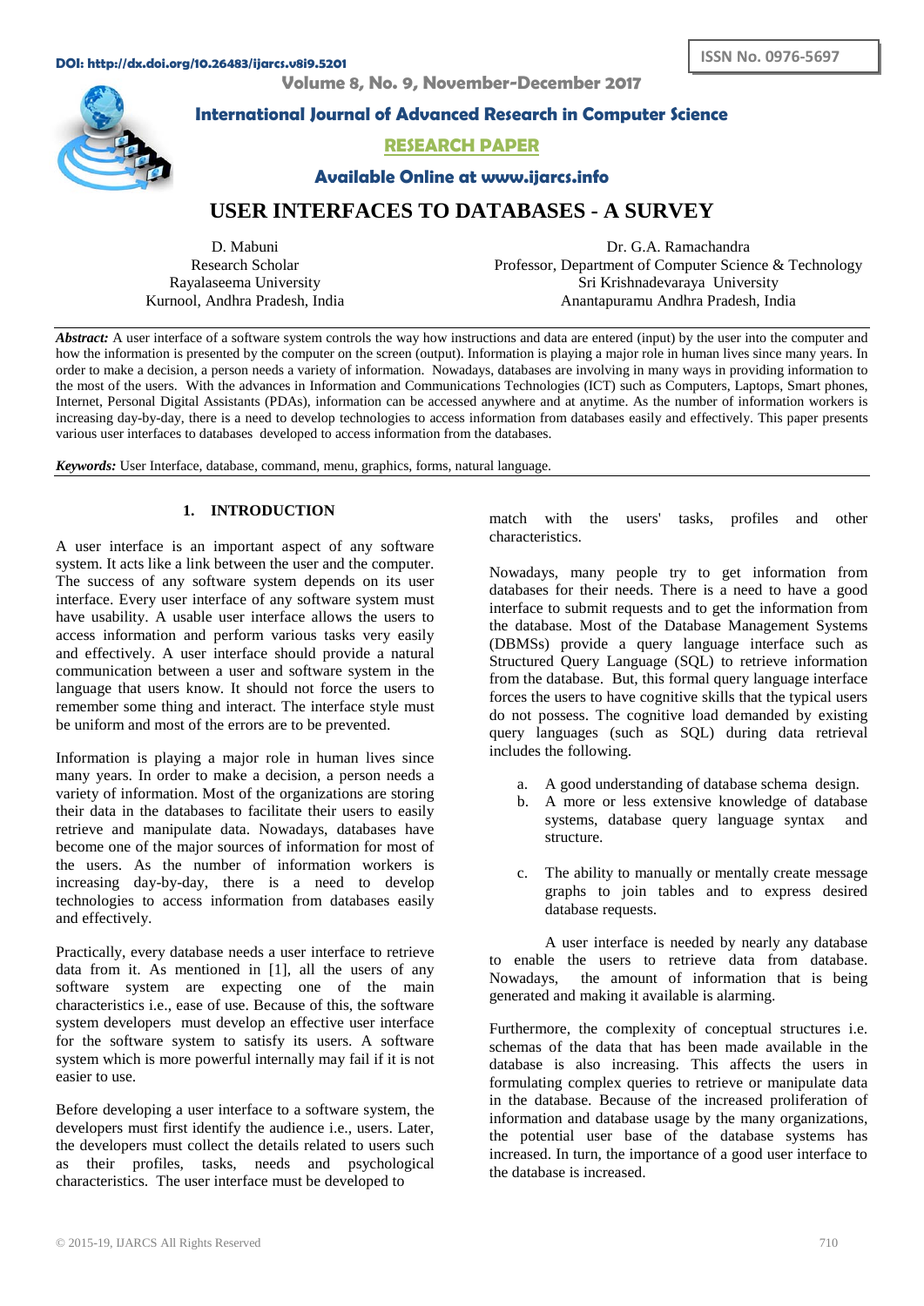DOI: http://dx.doi.org/10.26483/ijarcs.v8i9.5201

ISSN No. 0976-5697

Volume 8, No. 9, November-December 2017

International Journal of Advanced Research in Computer Science

RESEARCH PAPER

Available Online at www.ijarcs.info

# USER INTERFACES TO DATABASES - A SURVEY

D. Mabuni
Research Scholar
Rayalaseema University
Kurnool, Andhra Pradesh, India

Dr. G.A. Ramachandra
Professor, Department of Computer Science & Technology
Sri Krishnadevaraya University
Anantapuramu Andhra Pradesh, India

***Abstract:*** A user interface of a software system controls the way how instructions and data are entered (input) by the user into the computer and how the information is presented by the computer on the screen (output). Information is playing a major role in human lives since many years. In order to make a decision, a person needs a variety of information. Nowadays, databases are involving in many ways in providing information to the most of the users. With the advances in Information and Communications Technologies (ICT) such as Computers, Laptops, Smart phones, Internet, Personal Digital Assistants (PDAs), information can be accessed anywhere and at anytime. As the number of information workers is increasing day-by-day, there is a need to develop technologies to access information from databases easily and effectively. This paper presents various user interfaces to databases developed to access information from the databases.

***Keywords:*** User Interface, database, command, menu, graphics, forms, natural language.

## 1. INTRODUCTION

A user interface is an important aspect of any software system. It acts like a link between the user and the computer. The success of any software system depends on its user interface. Every user interface of any software system must have usability. A usable user interface allows the users to access information and perform various tasks very easily and effectively. A user interface should provide a natural communication between a user and software system in the language that users know. It should not force the users to remember some thing and interact. The interface style must be uniform and most of the errors are to be prevented.

Information is playing a major role in human lives since many years. In order to make a decision, a person needs a variety of information. Most of the organizations are storing their data in the databases to facilitate their users to easily retrieve and manipulate data. Nowadays, databases have become one of the major sources of information for most of the users. As the number of information workers is increasing day-by-day, there is a need to develop technologies to access information from databases easily and effectively.

Practically, every database needs a user interface to retrieve data from it. As mentioned in [1], all the users of any software system are expecting one of the main characteristics i.e., ease of use. Because of this, the software system developers must develop an effective user interface for the software system to satisfy its users. A software system which is more powerful internally may fail if it is not easier to use.

Before developing a user interface to a software system, the developers must first identify the audience i.e., users. Later, the developers must collect the details related to users such as their profiles, tasks, needs and psychological characteristics. The user interface must be developed to match with the users' tasks, profiles and other characteristics.

Nowadays, many people try to get information from databases for their needs. There is a need to have a good interface to submit requests and to get the information from the database. Most of the Database Management Systems (DBMSs) provide a query language interface such as Structured Query Language (SQL) to retrieve information from the database. But, this formal query language interface forces the users to have cognitive skills that the typical users do not possess. The cognitive load demanded by existing query languages (such as SQL) during data retrieval includes the following.

a. A good understanding of database schema design.
b. A more or less extensive knowledge of database systems, database query language syntax and structure.
c. The ability to manually or mentally create message graphs to join tables and to express desired database requests.

A user interface is needed by nearly any database to enable the users to retrieve data from database. Nowadays, the amount of information that is being generated and making it available is alarming.

Furthermore, the complexity of conceptual structures i.e. schemas of the data that has been made available in the database is also increasing. This affects the users in formulating complex queries to retrieve or manipulate data in the database. Because of the increased proliferation of information and database usage by the many organizations, the potential user base of the database systems has increased. In turn, the importance of a good user interface to the database is increased.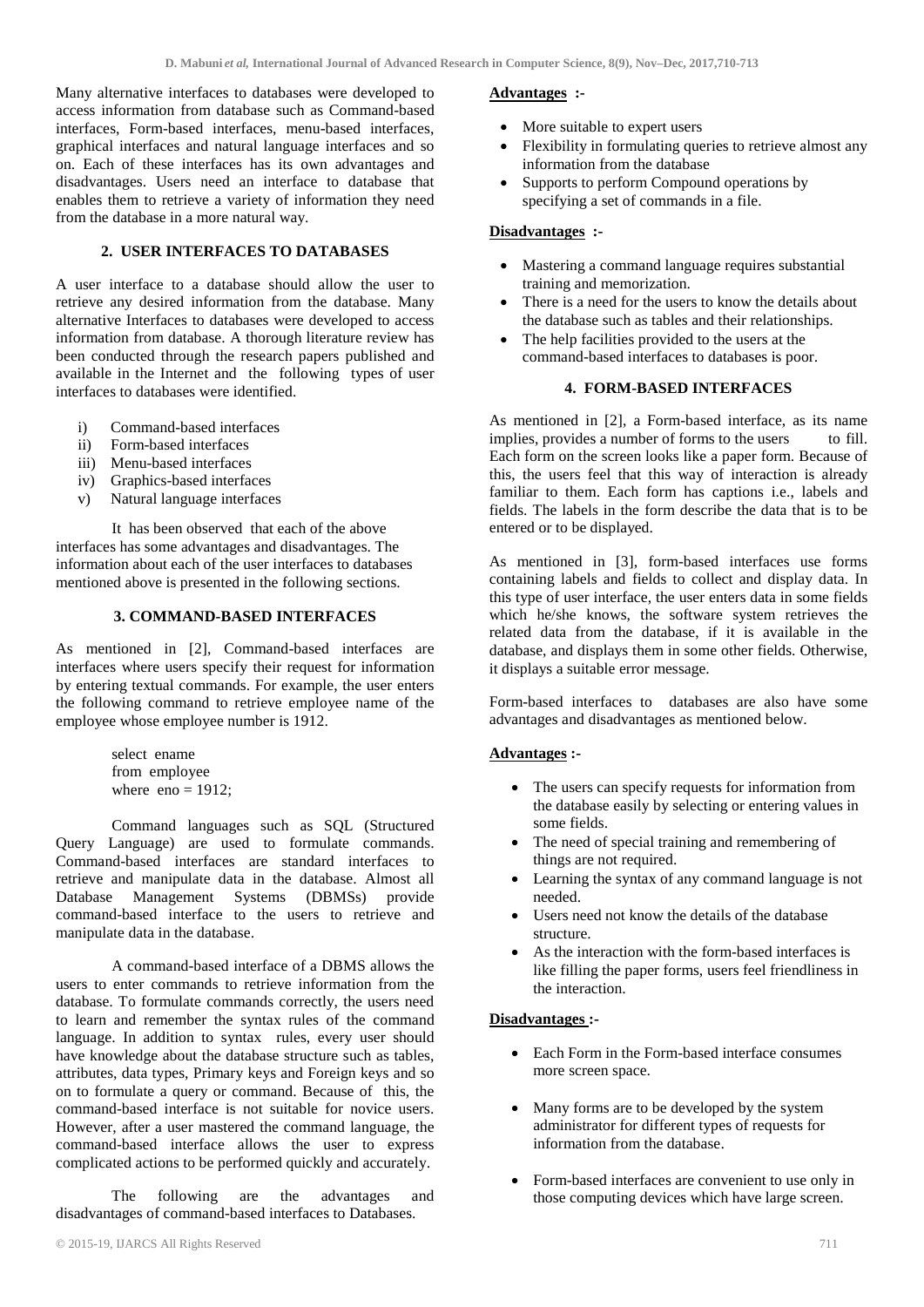Many alternative interfaces to databases were developed to access information from database such as Command-based interfaces, Form-based interfaces, menu-based interfaces, graphical interfaces and natural language interfaces and so on. Each of these interfaces has its own advantages and disadvantages. Users need an interface to database that enables them to retrieve a variety of information they need from the database in a more natural way.

## 2. USER INTERFACES TO DATABASES

A user interface to a database should allow the user to retrieve any desired information from the database. Many alternative Interfaces to databases were developed to access information from database. A thorough literature review has been conducted through the research papers published and available in the Internet and the following types of user interfaces to databases were identified.

i) Command-based interfaces
ii) Form-based interfaces
iii) Menu-based interfaces
iv) Graphics-based interfaces
v) Natural language interfaces

It has been observed that each of the above interfaces has some advantages and disadvantages. The information about each of the user interfaces to databases mentioned above is presented in the following sections.

## 3. COMMAND-BASED INTERFACES

As mentioned in [2], Command-based interfaces are interfaces where users specify their request for information by entering textual commands. For example, the user enters the following command to retrieve employee name of the employee whose employee number is 1912.

```
select ename
from employee
where eno = 1912;
```

Command languages such as SQL (Structured Query Language) are used to formulate commands. Command-based interfaces are standard interfaces to retrieve and manipulate data in the database. Almost all Database Management Systems (DBMSs) provide command-based interface to the users to retrieve and manipulate data in the database.

A command-based interface of a DBMS allows the users to enter commands to retrieve information from the database. To formulate commands correctly, the users need to learn and remember the syntax rules of the command language. In addition to syntax rules, every user should have knowledge about the database structure such as tables, attributes, data types, Primary keys and Foreign keys and so on to formulate a query or command. Because of this, the command-based interface is not suitable for novice users. However, after a user mastered the command language, the command-based interface allows the user to express complicated actions to be performed quickly and accurately.

The following are the advantages and disadvantages of command-based interfaces to Databases.

**Advantages :-**

- More suitable to expert users
- Flexibility in formulating queries to retrieve almost any information from the database
- Supports to perform Compound operations by specifying a set of commands in a file.

**Disadvantages :-**

- Mastering a command language requires substantial training and memorization.
- There is a need for the users to know the details about the database such as tables and their relationships.
- The help facilities provided to the users at the command-based interfaces to databases is poor.

## 4. FORM-BASED INTERFACES

As mentioned in [2], a Form-based interface, as its name implies, provides a number of forms to the users to fill. Each form on the screen looks like a paper form. Because of this, the users feel that this way of interaction is already familiar to them. Each form has captions i.e., labels and fields. The labels in the form describe the data that is to be entered or to be displayed.

As mentioned in [3], form-based interfaces use forms containing labels and fields to collect and display data. In this type of user interface, the user enters data in some fields which he/she knows, the software system retrieves the related data from the database, if it is available in the database, and displays them in some other fields. Otherwise, it displays a suitable error message.

Form-based interfaces to databases are also have some advantages and disadvantages as mentioned below.

**Advantages :-**

- The users can specify requests for information from the database easily by selecting or entering values in some fields.
- The need of special training and remembering of things are not required.
- Learning the syntax of any command language is not needed.
- Users need not know the details of the database structure.
- As the interaction with the form-based interfaces is like filling the paper forms, users feel friendliness in the interaction.

**Disadvantages :-**

- Each Form in the Form-based interface consumes more screen space.
- Many forms are to be developed by the system administrator for different types of requests for information from the database.
- Form-based interfaces are convenient to use only in those computing devices which have large screen.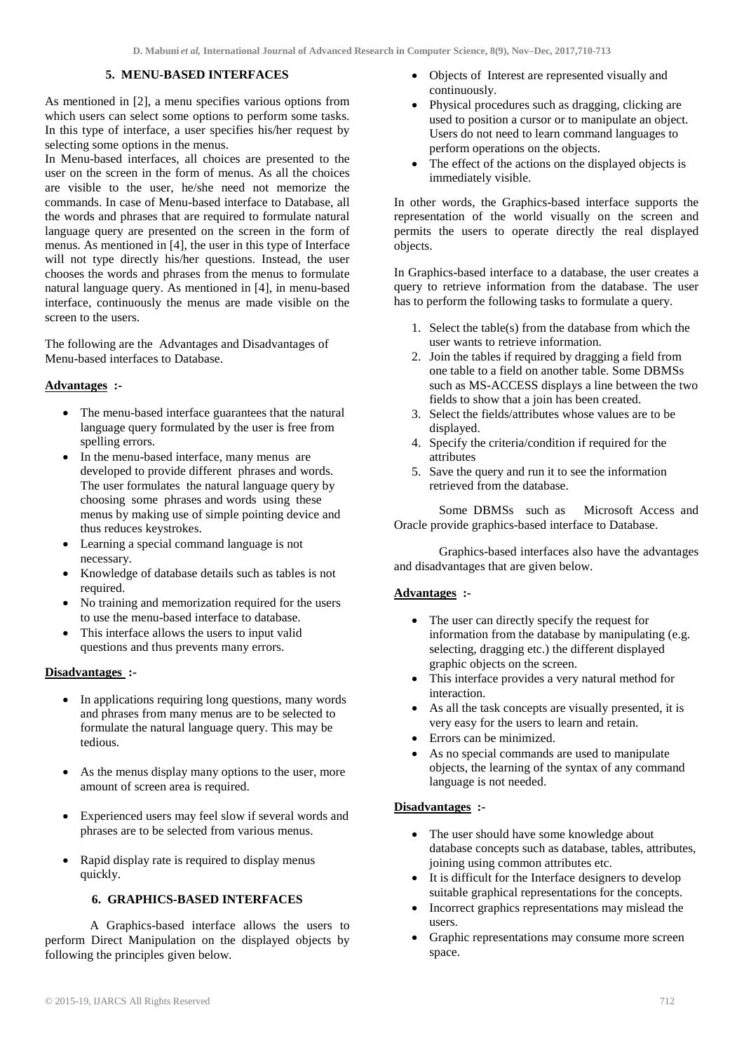## 5. MENU-BASED INTERFACES

As mentioned in [2], a menu specifies various options from which users can select some options to perform some tasks. In this type of interface, a user specifies his/her request by selecting some options in the menus.

In Menu-based interfaces, all choices are presented to the user on the screen in the form of menus. As all the choices are visible to the user, he/she need not memorize the commands. In case of Menu-based interface to Database, all the words and phrases that are required to formulate natural language query are presented on the screen in the form of menus. As mentioned in [4], the user in this type of Interface will not type directly his/her questions. Instead, the user chooses the words and phrases from the menus to formulate natural language query. As mentioned in [4], in menu-based interface, continuously the menus are made visible on the screen to the users.

The following are the Advantages and Disadvantages of Menu-based interfaces to Database.

**Advantages :-**

- The menu-based interface guarantees that the natural language query formulated by the user is free from spelling errors.
- In the menu-based interface, many menus are developed to provide different phrases and words. The user formulates the natural language query by choosing some phrases and words using these menus by making use of simple pointing device and thus reduces keystrokes.
- Learning a special command language is not necessary.
- Knowledge of database details such as tables is not required.
- No training and memorization required for the users to use the menu-based interface to database.
- This interface allows the users to input valid questions and thus prevents many errors.

**Disadvantages :-**

- In applications requiring long questions, many words and phrases from many menus are to be selected to formulate the natural language query. This may be tedious.
- As the menus display many options to the user, more amount of screen area is required.
- Experienced users may feel slow if several words and phrases are to be selected from various menus.
- Rapid display rate is required to display menus quickly.

## 6. GRAPHICS-BASED INTERFACES

A Graphics-based interface allows the users to perform Direct Manipulation on the displayed objects by following the principles given below.

- Objects of Interest are represented visually and continuously.
- Physical procedures such as dragging, clicking are used to position a cursor or to manipulate an object. Users do not need to learn command languages to perform operations on the objects.
- The effect of the actions on the displayed objects is immediately visible.

In other words, the Graphics-based interface supports the representation of the world visually on the screen and permits the users to operate directly the real displayed objects.

In Graphics-based interface to a database, the user creates a query to retrieve information from the database. The user has to perform the following tasks to formulate a query.

1. Select the table(s) from the database from which the user wants to retrieve information.
2. Join the tables if required by dragging a field from one table to a field on another table. Some DBMSs such as MS-ACCESS displays a line between the two fields to show that a join has been created.
3. Select the fields/attributes whose values are to be displayed.
4. Specify the criteria/condition if required for the attributes
5. Save the query and run it to see the information retrieved from the database.

Some DBMSs such as Microsoft Access and Oracle provide graphics-based interface to Database.

Graphics-based interfaces also have the advantages and disadvantages that are given below.

**Advantages :-**

- The user can directly specify the request for information from the database by manipulating (e.g. selecting, dragging etc.) the different displayed graphic objects on the screen.
- This interface provides a very natural method for interaction.
- As all the task concepts are visually presented, it is very easy for the users to learn and retain.
- Errors can be minimized.
- As no special commands are used to manipulate objects, the learning of the syntax of any command language is not needed.

**Disadvantages :-**

- The user should have some knowledge about database concepts such as database, tables, attributes, joining using common attributes etc.
- It is difficult for the Interface designers to develop suitable graphical representations for the concepts.
- Incorrect graphics representations may mislead the users.
- Graphic representations may consume more screen space.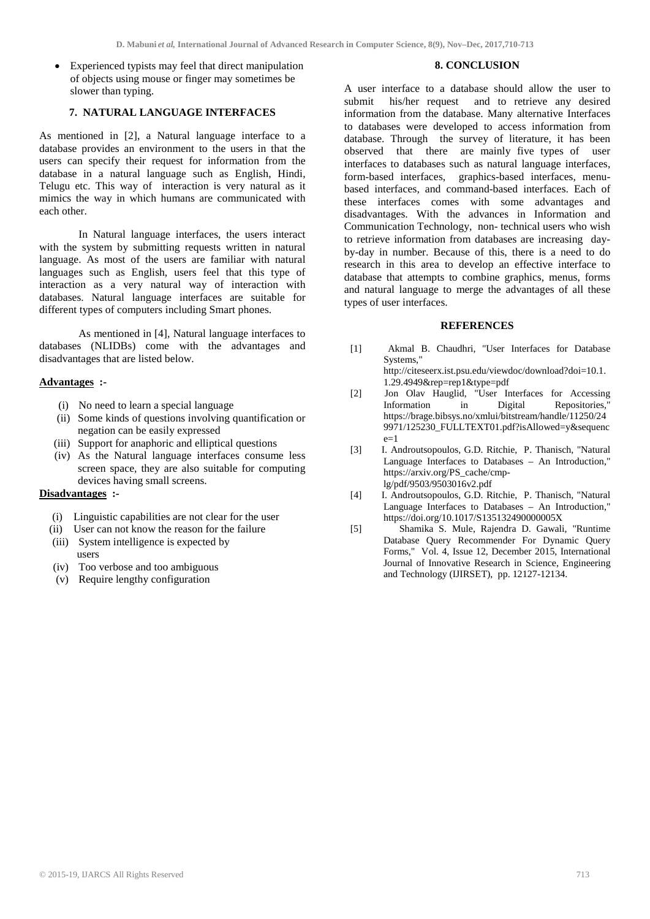- Experienced typists may feel that direct manipulation of objects using mouse or finger may sometimes be slower than typing.

## 7. NATURAL LANGUAGE INTERFACES

As mentioned in [2], a Natural language interface to a database provides an environment to the users in that the users can specify their request for information from the database in a natural language such as English, Hindi, Telugu etc. This way of interaction is very natural as it mimics the way in which humans are communicated with each other.

In Natural language interfaces, the users interact with the system by submitting requests written in natural language. As most of the users are familiar with natural languages such as English, users feel that this type of interaction as a very natural way of interaction with databases. Natural language interfaces are suitable for different types of computers including Smart phones.

As mentioned in [4], Natural language interfaces to databases (NLIDBs) come with the advantages and disadvantages that are listed below.

**Advantages :-**

(i) No need to learn a special language
(ii) Some kinds of questions involving quantification or negation can be easily expressed
(iii) Support for anaphoric and elliptical questions
(iv) As the Natural language interfaces consume less screen space, they are also suitable for computing devices having small screens.

**Disadvantages :-**

(i) Linguistic capabilities are not clear for the user
(ii) User can not know the reason for the failure
(iii) System intelligence is expected by users
(iv) Too verbose and too ambiguous
(v) Require lengthy configuration

## 8. CONCLUSION

A user interface to a database should allow the user to submit his/her request and to retrieve any desired information from the database. Many alternative Interfaces to databases were developed to access information from database. Through the survey of literature, it has been observed that there are mainly five types of user interfaces to databases such as natural language interfaces, form-based interfaces, graphics-based interfaces, menu-based interfaces, and command-based interfaces. Each of these interfaces comes with some advantages and disadvantages. With the advances in Information and Communication Technology, non- technical users who wish to retrieve information from databases are increasing day-by-day in number. Because of this, there is a need to do research in this area to develop an effective interface to database that attempts to combine graphics, menus, forms and natural language to merge the advantages of all these types of user interfaces.

## REFERENCES

[1] Akmal B. Chaudhri, "User Interfaces for Database Systems," http://citeseerx.ist.psu.edu/viewdoc/download?doi=10.1.1.29.4949&rep=rep1&type=pdf

[2] Jon Olav Hauglid, "User Interfaces for Accessing Information in Digital Repositories," https://brage.bibsys.no/xmlui/bitstream/handle/11250/249971/125230_FULLTEXT01.pdf?isAllowed=y&sequence=1

[3] I. Androutsopoulos, G.D. Ritchie, P. Thanisch, "Natural Language Interfaces to Databases – An Introduction," https://arxiv.org/PS_cache/cmp-lg/pdf/9503/9503016v2.pdf

[4] I. Androutsopoulos, G.D. Ritchie, P. Thanisch, "Natural Language Interfaces to Databases – An Introduction," https://doi.org/10.1017/S135132490000005X

[5] Shamika S. Mule, Rajendra D. Gawali, "Runtime Database Query Recommender For Dynamic Query Forms," Vol. 4, Issue 12, December 2015, International Journal of Innovative Research in Science, Engineering and Technology (IJIRSET), pp. 12127-12134.